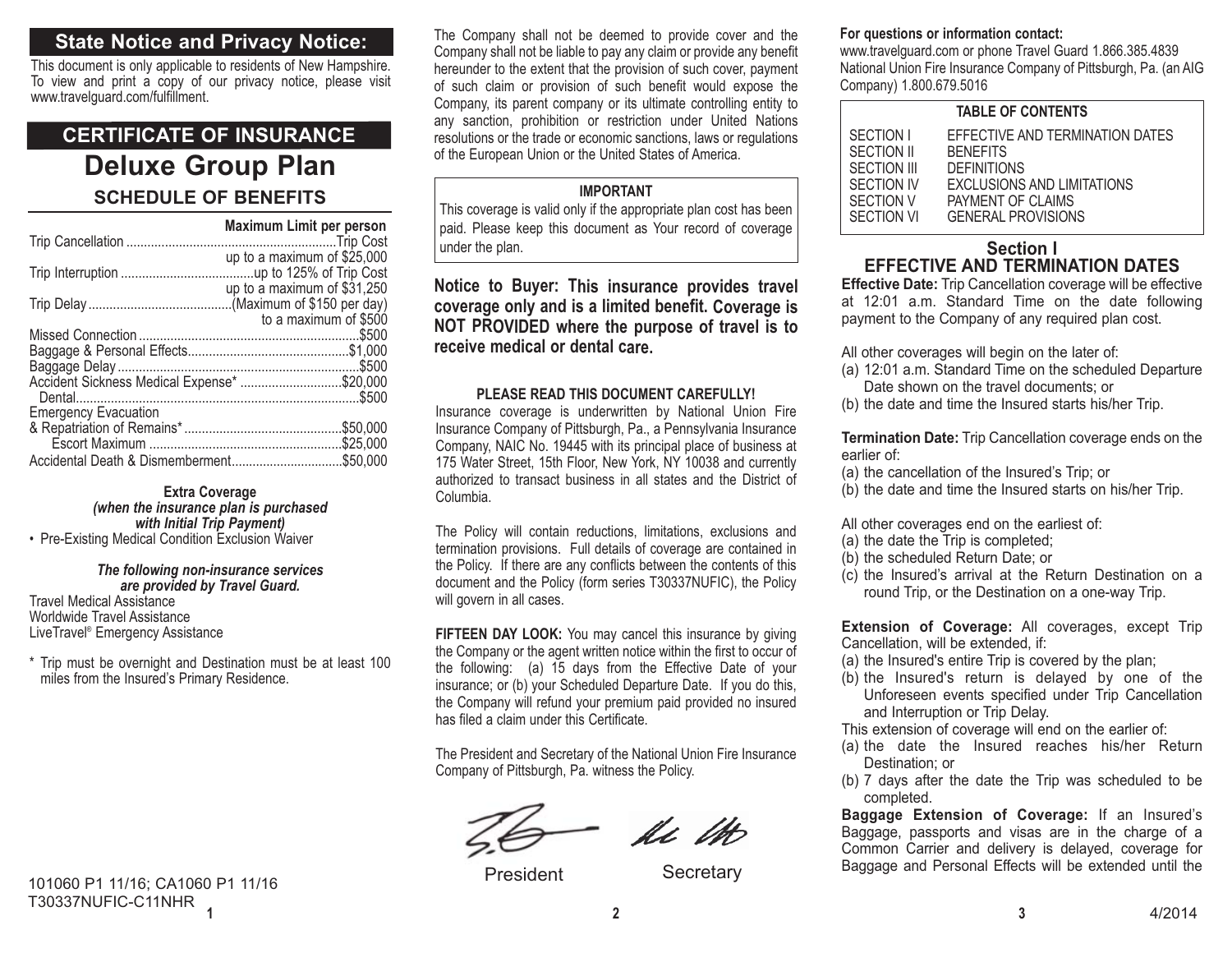## State Notice and Privacy Notice:

This document is only applicable to residents of New Hampshire. To view and print a copy of our privacy notice, please visit www.travelguard.com/fulfillment.

## CERTIFICATE OF INSURANCE

# Deluxe Group Plan

### SCHEDULE OF BENEFITS

| | Maximum Limit per person |
|---|---|
| Trip Cancellation | Trip Cost up to a maximum of $25,000 |
| Trip Interruption | up to 125% of Trip Cost up to a maximum of $31,250 |
| Trip Delay | (Maximum of $150 per day) to a maximum of $500 |
| Missed Connection | $500 |
| Baggage & Personal Effects | $1,000 |
| Baggage Delay | $500 |
| Accident Sickness Medical Expense* | $20,000 |
| Dental | $500 |
| Emergency Evacuation & Repatriation of Remains* | $50,000 |
| Escort Maximum | $25,000 |
| Accidental Death & Dismemberment | $50,000 |

**Extra Coverage**
***(when the insurance plan is purchased with Initial Trip Payment)***

- Pre-Existing Medical Condition Exclusion Waiver

***The following non-insurance services are provided by Travel Guard.***

Travel Medical Assistance
Worldwide Travel Assistance
LiveTravel® Emergency Assistance

\* Trip must be overnight and Destination must be at least 100 miles from the Insured's Primary Residence.

101060 P1 11/16; CA1060 P1 11/16
T30337NUFIC-C11NHR

The Company shall not be deemed to provide cover and the Company shall not be liable to pay any claim or provide any benefit hereunder to the extent that the provision of such cover, payment of such claim or provision of such benefit would expose the Company, its parent company or its ultimate controlling entity to any sanction, prohibition or restriction under United Nations resolutions or the trade or economic sanctions, laws or regulations of the European Union or the United States of America.

**IMPORTANT**

This coverage is valid only if the appropriate plan cost has been paid. Please keep this document as Your record of coverage under the plan.

**Notice to Buyer: This insurance provides travel coverage only and is a limited benefit. Coverage is NOT PROVIDED where the purpose of travel is to receive medical or dental care.**

**PLEASE READ THIS DOCUMENT CAREFULLY!**

Insurance coverage is underwritten by National Union Fire Insurance Company of Pittsburgh, Pa., a Pennsylvania Insurance Company, NAIC No. 19445 with its principal place of business at 175 Water Street, 15th Floor, New York, NY 10038 and currently authorized to transact business in all states and the District of Columbia.

The Policy will contain reductions, limitations, exclusions and termination provisions. Full details of coverage are contained in the Policy. If there are any conflicts between the contents of this document and the Policy (form series T30337NUFIC), the Policy will govern in all cases.

**FIFTEEN DAY LOOK:** You may cancel this insurance by giving the Company or the agent written notice within the first to occur of the following: (a) 15 days from the Effective Date of your insurance; or (b) your Scheduled Departure Date. If you do this, the Company will refund your premium paid provided no insured has filed a claim under this Certificate.

The President and Secretary of the National Union Fire Insurance Company of Pittsburgh, Pa. witness the Policy.

President  Secretary

**For questions or information contact:**
www.travelguard.com or phone Travel Guard 1.866.385.4839
National Union Fire Insurance Company of Pittsburgh, Pa. (an AIG Company) 1.800.679.5016

| TABLE OF CONTENTS | |
|---|---|
| SECTION I | EFFECTIVE AND TERMINATION DATES |
| SECTION II | BENEFITS |
| SECTION III | DEFINITIONS |
| SECTION IV | EXCLUSIONS AND LIMITATIONS |
| SECTION V | PAYMENT OF CLAIMS |
| SECTION VI | GENERAL PROVISIONS |

## Section I
## EFFECTIVE AND TERMINATION DATES

**Effective Date:** Trip Cancellation coverage will be effective at 12:01 a.m. Standard Time on the date following payment to the Company of any required plan cost.

All other coverages will begin on the later of:
(a) 12:01 a.m. Standard Time on the scheduled Departure Date shown on the travel documents; or
(b) the date and time the Insured starts his/her Trip.

**Termination Date:** Trip Cancellation coverage ends on the earlier of:
(a) the cancellation of the Insured's Trip; or
(b) the date and time the Insured starts on his/her Trip.

All other coverages end on the earliest of:
(a) the date the Trip is completed;
(b) the scheduled Return Date; or
(c) the Insured's arrival at the Return Destination on a round Trip, or the Destination on a one-way Trip.

**Extension of Coverage:** All coverages, except Trip Cancellation, will be extended, if:
(a) the Insured's entire Trip is covered by the plan;
(b) the Insured's return is delayed by one of the Unforeseen events specified under Trip Cancellation and Interruption or Trip Delay.

This extension of coverage will end on the earlier of:
(a) the date the Insured reaches his/her Return Destination; or
(b) 7 days after the date the Trip was scheduled to be completed.

**Baggage Extension of Coverage:** If an Insured's Baggage, passports and visas are in the charge of a Common Carrier and delivery is delayed, coverage for Baggage and Personal Effects will be extended until the

4/2014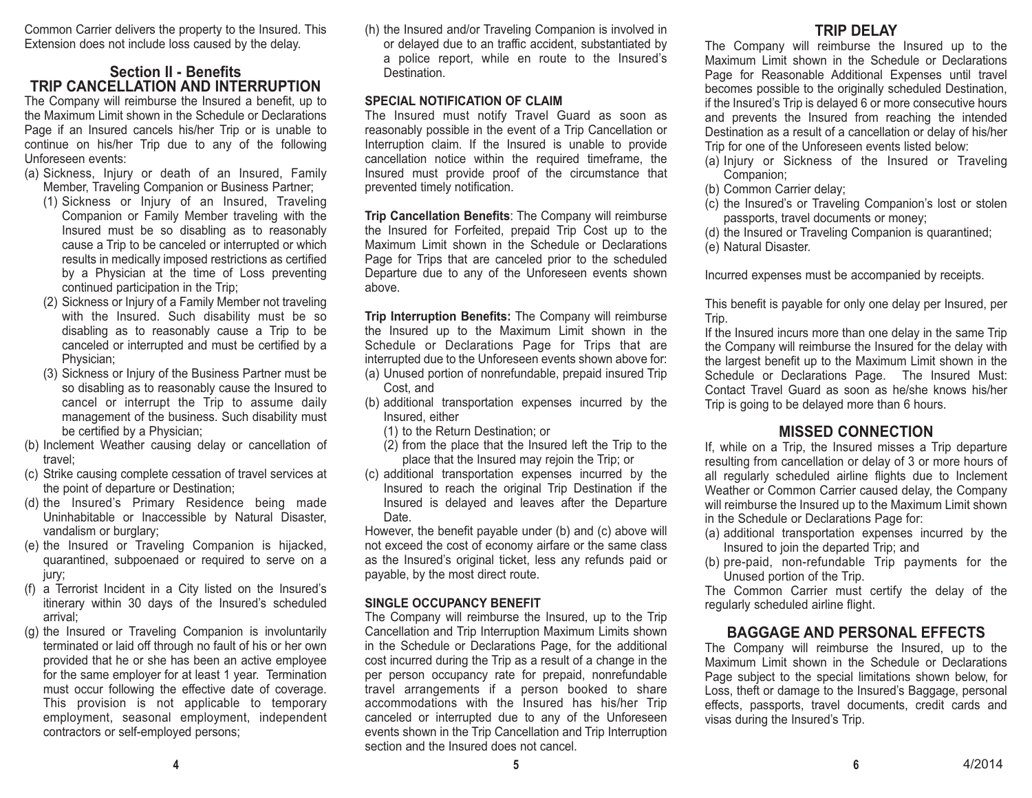Common Carrier delivers the property to the Insured. This Extension does not include loss caused by the delay.

## Section II - Benefits

## TRIP CANCELLATION AND INTERRUPTION

The Company will reimburse the Insured a benefit, up to the Maximum Limit shown in the Schedule or Declarations Page if an Insured cancels his/her Trip or is unable to continue on his/her Trip due to any of the following Unforeseen events:

(a) Sickness, Injury or death of an Insured, Family Member, Traveling Companion or Business Partner;
   (1) Sickness or Injury of an Insured, Traveling Companion or Family Member traveling with the Insured must be so disabling as to reasonably cause a Trip to be canceled or interrupted or which results in medically imposed restrictions as certified by a Physician at the time of Loss preventing continued participation in the Trip;
   (2) Sickness or Injury of a Family Member not traveling with the Insured. Such disability must be so disabling as to reasonably cause a Trip to be canceled or interrupted and must be certified by a Physician;
   (3) Sickness or Injury of the Business Partner must be so disabling as to reasonably cause the Insured to cancel or interrupt the Trip to assume daily management of the business. Such disability must be certified by a Physician;

(b) Inclement Weather causing delay or cancellation of travel;

(c) Strike causing complete cessation of travel services at the point of departure or Destination;

(d) the Insured's Primary Residence being made Uninhabitable or Inaccessible by Natural Disaster, vandalism or burglary;

(e) the Insured or Traveling Companion is hijacked, quarantined, subpoenaed or required to serve on a jury;

(f) a Terrorist Incident in a City listed on the Insured's itinerary within 30 days of the Insured's scheduled arrival;

(g) the Insured or Traveling Companion is involuntarily terminated or laid off through no fault of his or her own provided that he or she has been an active employee for the same employer for at least 1 year. Termination must occur following the effective date of coverage. This provision is not applicable to temporary employment, seasonal employment, independent contractors or self-employed persons;

(h) the Insured and/or Traveling Companion is involved in or delayed due to an traffic accident, substantiated by a police report, while en route to the Insured's Destination.

**SPECIAL NOTIFICATION OF CLAIM**

The Insured must notify Travel Guard as soon as reasonably possible in the event of a Trip Cancellation or Interruption claim. If the Insured is unable to provide cancellation notice within the required timeframe, the Insured must provide proof of the circumstance that prevented timely notification.

**Trip Cancellation Benefits**: The Company will reimburse the Insured for Forfeited, prepaid Trip Cost up to the Maximum Limit shown in the Schedule or Declarations Page for Trips that are canceled prior to the scheduled Departure due to any of the Unforeseen events shown above.

**Trip Interruption Benefits:** The Company will reimburse the Insured up to the Maximum Limit shown in the Schedule or Declarations Page for Trips that are interrupted due to the Unforeseen events shown above for:

(a) Unused portion of nonrefundable, prepaid insured Trip Cost, and

(b) additional transportation expenses incurred by the Insured, either
   (1) to the Return Destination; or
   (2) from the place that the Insured left the Trip to the place that the Insured may rejoin the Trip; or

(c) additional transportation expenses incurred by the Insured to reach the original Trip Destination if the Insured is delayed and leaves after the Departure Date.

However, the benefit payable under (b) and (c) above will not exceed the cost of economy airfare or the same class as the Insured's original ticket, less any refunds paid or payable, by the most direct route.

**SINGLE OCCUPANCY BENEFIT**

The Company will reimburse the Insured, up to the Trip Cancellation and Trip Interruption Maximum Limits shown in the Schedule or Declarations Page, for the additional cost incurred during the Trip as a result of a change in the per person occupancy rate for prepaid, nonrefundable travel arrangements if a person booked to share accommodations with the Insured has his/her Trip canceled or interrupted due to any of the Unforeseen events shown in the Trip Cancellation and Trip Interruption section and the Insured does not cancel.

## TRIP DELAY

The Company will reimburse the Insured up to the Maximum Limit shown in the Schedule or Declarations Page for Reasonable Additional Expenses until travel becomes possible to the originally scheduled Destination, if the Insured's Trip is delayed 6 or more consecutive hours and prevents the Insured from reaching the intended Destination as a result of a cancellation or delay of his/her Trip for one of the Unforeseen events listed below:

(a) Injury or Sickness of the Insured or Traveling Companion;

(b) Common Carrier delay;

(c) the Insured's or Traveling Companion's lost or stolen passports, travel documents or money;

(d) the Insured or Traveling Companion is quarantined;

(e) Natural Disaster.

Incurred expenses must be accompanied by receipts.

This benefit is payable for only one delay per Insured, per Trip.

If the Insured incurs more than one delay in the same Trip the Company will reimburse the Insured for the delay with the largest benefit up to the Maximum Limit shown in the Schedule or Declarations Page. The Insured Must: Contact Travel Guard as soon as he/she knows his/her Trip is going to be delayed more than 6 hours.

## MISSED CONNECTION

If, while on a Trip, the Insured misses a Trip departure resulting from cancellation or delay of 3 or more hours of all regularly scheduled airline flights due to Inclement Weather or Common Carrier caused delay, the Company will reimburse the Insured up to the Maximum Limit shown in the Schedule or Declarations Page for:

(a) additional transportation expenses incurred by the Insured to join the departed Trip; and

(b) pre-paid, non-refundable Trip payments for the Unused portion of the Trip.

The Common Carrier must certify the delay of the regularly scheduled airline flight.

## BAGGAGE AND PERSONAL EFFECTS

The Company will reimburse the Insured, up to the Maximum Limit shown in the Schedule or Declarations Page subject to the special limitations shown below, for Loss, theft or damage to the Insured's Baggage, personal effects, passports, travel documents, credit cards and visas during the Insured's Trip.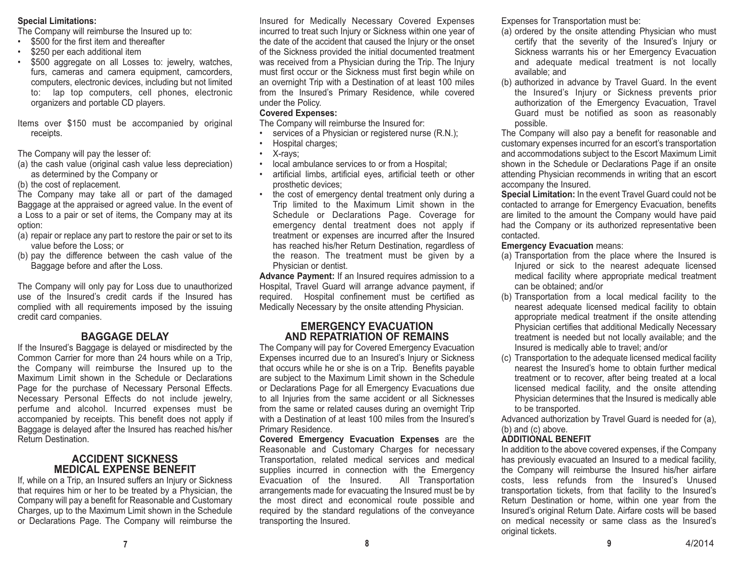**Special Limitations:**

The Company will reimburse the Insured up to:

- $500 for the first item and thereafter
- $250 per each additional item
- $500 aggregate on all Losses to: jewelry, watches, furs, cameras and camera equipment, camcorders, computers, electronic devices, including but not limited to: lap top computers, cell phones, electronic organizers and portable CD players.

Items over $150 must be accompanied by original receipts.

The Company will pay the lesser of:

(a) the cash value (original cash value less depreciation) as determined by the Company or
(b) the cost of replacement.

The Company may take all or part of the damaged Baggage at the appraised or agreed value. In the event of a Loss to a pair or set of items, the Company may at its option:

(a) repair or replace any part to restore the pair or set to its value before the Loss; or
(b) pay the difference between the cash value of the Baggage before and after the Loss.

The Company will only pay for Loss due to unauthorized use of the Insured's credit cards if the Insured has complied with all requirements imposed by the issuing credit card companies.

## BAGGAGE DELAY

If the Insured's Baggage is delayed or misdirected by the Common Carrier for more than 24 hours while on a Trip, the Company will reimburse the Insured up to the Maximum Limit shown in the Schedule or Declarations Page for the purchase of Necessary Personal Effects. Necessary Personal Effects do not include jewelry, perfume and alcohol. Incurred expenses must be accompanied by receipts. This benefit does not apply if Baggage is delayed after the Insured has reached his/her Return Destination.

## ACCIDENT SICKNESS MEDICAL EXPENSE BENEFIT

If, while on a Trip, an Insured suffers an Injury or Sickness that requires him or her to be treated by a Physician, the Company will pay a benefit for Reasonable and Customary Charges, up to the Maximum Limit shown in the Schedule or Declarations Page. The Company will reimburse the Insured for Medically Necessary Covered Expenses incurred to treat such Injury or Sickness within one year of the date of the accident that caused the Injury or the onset of the Sickness provided the initial documented treatment was received from a Physician during the Trip. The Injury must first occur or the Sickness must first begin while on an overnight Trip with a Destination of at least 100 miles from the Insured's Primary Residence, while covered under the Policy.

**Covered Expenses:**

The Company will reimburse the Insured for:

- services of a Physician or registered nurse (R.N.);
- Hospital charges;
- X-rays;
- local ambulance services to or from a Hospital;
- artificial limbs, artificial eyes, artificial teeth or other prosthetic devices;
- the cost of emergency dental treatment only during a Trip limited to the Maximum Limit shown in the Schedule or Declarations Page. Coverage for emergency dental treatment does not apply if treatment or expenses are incurred after the Insured has reached his/her Return Destination, regardless of the reason. The treatment must be given by a Physician or dentist.

**Advance Payment:** If an Insured requires admission to a Hospital, Travel Guard will arrange advance payment, if required. Hospital confinement must be certified as Medically Necessary by the onsite attending Physician.

## EMERGENCY EVACUATION AND REPATRIATION OF REMAINS

The Company will pay for Covered Emergency Evacuation Expenses incurred due to an Insured's Injury or Sickness that occurs while he or she is on a Trip. Benefits payable are subject to the Maximum Limit shown in the Schedule or Declarations Page for all Emergency Evacuations due to all Injuries from the same accident or all Sicknesses from the same or related causes during an overnight Trip with a Destination of at least 100 miles from the Insured's Primary Residence.

**Covered Emergency Evacuation Expenses** are the Reasonable and Customary Charges for necessary Transportation, related medical services and medical supplies incurred in connection with the Emergency Evacuation of the Insured. All Transportation arrangements made for evacuating the Insured must be by the most direct and economical route possible and required by the standard regulations of the conveyance transporting the Insured.

Expenses for Transportation must be:

(a) ordered by the onsite attending Physician who must certify that the severity of the Insured's Injury or Sickness warrants his or her Emergency Evacuation and adequate medical treatment is not locally available; and
(b) authorized in advance by Travel Guard. In the event the Insured's Injury or Sickness prevents prior authorization of the Emergency Evacuation, Travel Guard must be notified as soon as reasonably possible.

The Company will also pay a benefit for reasonable and customary expenses incurred for an escort's transportation and accommodations subject to the Escort Maximum Limit shown in the Schedule or Declarations Page if an onsite attending Physician recommends in writing that an escort accompany the Insured.

**Special Limitation:** In the event Travel Guard could not be contacted to arrange for Emergency Evacuation, benefits are limited to the amount the Company would have paid had the Company or its authorized representative been contacted.

**Emergency Evacuation** means:

(a) Transportation from the place where the Insured is Injured or sick to the nearest adequate licensed medical facility where appropriate medical treatment can be obtained; and/or
(b) Transportation from a local medical facility to the nearest adequate licensed medical facility to obtain appropriate medical treatment if the onsite attending Physician certifies that additional Medically Necessary treatment is needed but not locally available; and the Insured is medically able to travel; and/or
(c) Transportation to the adequate licensed medical facility nearest the Insured's home to obtain further medical treatment or to recover, after being treated at a local licensed medical facility, and the onsite attending Physician determines that the Insured is medically able to be transported.

Advanced authorization by Travel Guard is needed for (a), (b) and (c) above.

**ADDITIONAL BENEFIT**

In addition to the above covered expenses, if the Company has previously evacuated an Insured to a medical facility, the Company will reimburse the Insured his/her airfare costs, less refunds from the Insured's Unused transportation tickets, from that facility to the Insured's Return Destination or home, within one year from the Insured's original Return Date. Airfare costs will be based on medical necessity or same class as the Insured's original tickets.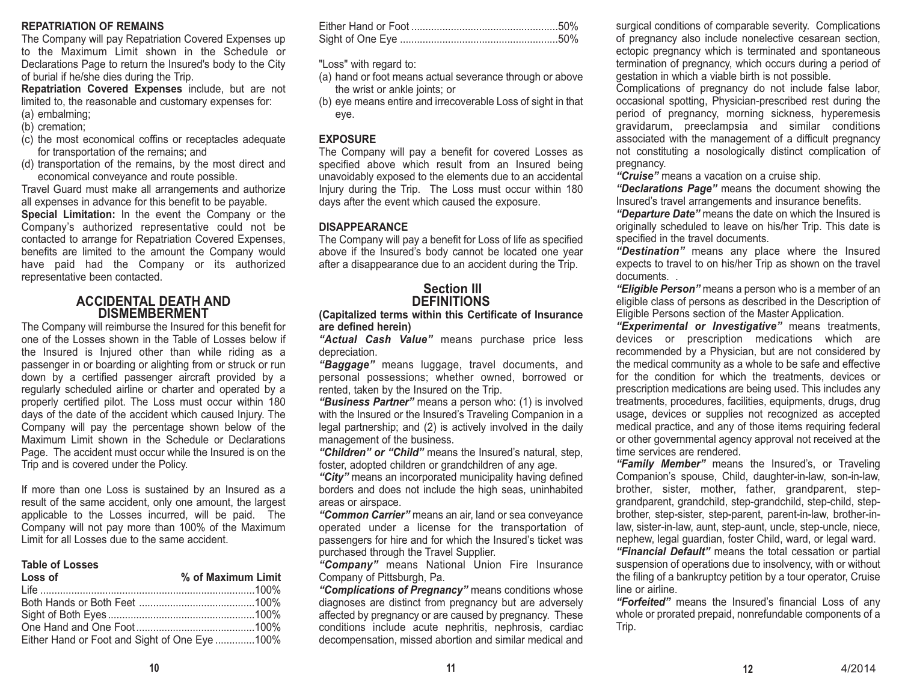**REPATRIATION OF REMAINS**

The Company will pay Repatriation Covered Expenses up to the Maximum Limit shown in the Schedule or Declarations Page to return the Insured's body to the City of burial if he/she dies during the Trip.

**Repatriation Covered Expenses** include, but are not limited to, the reasonable and customary expenses for:

(a) embalming;
(b) cremation;
(c) the most economical coffins or receptacles adequate for transportation of the remains; and
(d) transportation of the remains, by the most direct and economical conveyance and route possible.

Travel Guard must make all arrangements and authorize all expenses in advance for this benefit to be payable.

**Special Limitation:** In the event the Company or the Company's authorized representative could not be contacted to arrange for Repatriation Covered Expenses, benefits are limited to the amount the Company would have paid had the Company or its authorized representative been contacted.

## ACCIDENTAL DEATH AND DISMEMBERMENT

The Company will reimburse the Insured for this benefit for one of the Losses shown in the Table of Losses below if the Insured is Injured other than while riding as a passenger in or boarding or alighting from or struck or run down by a certified passenger aircraft provided by a regularly scheduled airline or charter and operated by a properly certified pilot. The Loss must occur within 180 days of the date of the accident which caused Injury. The Company will pay the percentage shown below of the Maximum Limit shown in the Schedule or Declarations Page. The accident must occur while the Insured is on the Trip and is covered under the Policy.

If more than one Loss is sustained by an Insured as a result of the same accident, only one amount, the largest applicable to the Losses incurred, will be paid. The Company will not pay more than 100% of the Maximum Limit for all Losses due to the same accident.

**Table of Losses**

| Loss of | % of Maximum Limit |
|---|---|
| Life | 100% |
| Both Hands or Both Feet | 100% |
| Sight of Both Eyes | 100% |
| One Hand and One Foot | 100% |
| Either Hand or Foot and Sight of One Eye | 100% |
| Either Hand or Foot | 50% |
| Sight of One Eye | 50% |

"Loss" with regard to:

(a) hand or foot means actual severance through or above the wrist or ankle joints; or
(b) eye means entire and irrecoverable Loss of sight in that eye.

**EXPOSURE**

The Company will pay a benefit for covered Losses as specified above which result from an Insured being unavoidably exposed to the elements due to an accidental Injury during the Trip. The Loss must occur within 180 days after the event which caused the exposure.

**DISAPPEARANCE**

The Company will pay a benefit for Loss of life as specified above if the Insured's body cannot be located one year after a disappearance due to an accident during the Trip.

## Section III DEFINITIONS

**(Capitalized terms within this Certificate of Insurance are defined herein)**

***"Actual Cash Value"*** means purchase price less depreciation.

***"Baggage"*** means luggage, travel documents, and personal possessions; whether owned, borrowed or rented, taken by the Insured on the Trip.

***"Business Partner"*** means a person who: (1) is involved with the Insured or the Insured's Traveling Companion in a legal partnership; and (2) is actively involved in the daily management of the business.

***"Children" or "Child"*** means the Insured's natural, step, foster, adopted children or grandchildren of any age.

***"City"*** means an incorporated municipality having defined borders and does not include the high seas, uninhabited areas or airspace.

***"Common Carrier"*** means an air, land or sea conveyance operated under a license for the transportation of passengers for hire and for which the Insured's ticket was purchased through the Travel Supplier.

***"Company"*** means National Union Fire Insurance Company of Pittsburgh, Pa.

***"Complications of Pregnancy"*** means conditions whose diagnoses are distinct from pregnancy but are adversely affected by pregnancy or are caused by pregnancy. These conditions include acute nephritis, nephrosis, cardiac decompensation, missed abortion and similar medical and surgical conditions of comparable severity. Complications of pregnancy also include nonelective cesarean section, ectopic pregnancy which is terminated and spontaneous termination of pregnancy, which occurs during a period of gestation in which a viable birth is not possible.

Complications of pregnancy do not include false labor, occasional spotting, Physician-prescribed rest during the period of pregnancy, morning sickness, hyperemesis gravidarum, preeclampsia and similar conditions associated with the management of a difficult pregnancy not constituting a nosologically distinct complication of pregnancy.

***"Cruise"*** means a vacation on a cruise ship.

***"Declarations Page"*** means the document showing the Insured's travel arrangements and insurance benefits.

***"Departure Date"*** means the date on which the Insured is originally scheduled to leave on his/her Trip. This date is specified in the travel documents.

***"Destination"*** means any place where the Insured expects to travel to on his/her Trip as shown on the travel documents. .

***"Eligible Person"*** means a person who is a member of an eligible class of persons as described in the Description of Eligible Persons section of the Master Application.

***"Experimental or Investigative"*** means treatments, devices or prescription medications which are recommended by a Physician, but are not considered by the medical community as a whole to be safe and effective for the condition for which the treatments, devices or prescription medications are being used. This includes any treatments, procedures, facilities, equipments, drugs, drug usage, devices or supplies not recognized as accepted medical practice, and any of those items requiring federal or other governmental agency approval not received at the time services are rendered.

***"Family Member"*** means the Insured's, or Traveling Companion's spouse, Child, daughter-in-law, son-in-law, brother, sister, mother, father, grandparent, step-grandparent, grandchild, step-grandchild, step-child, step-brother, step-sister, step-parent, parent-in-law, brother-in-law, sister-in-law, aunt, step-aunt, uncle, step-uncle, niece, nephew, legal guardian, foster Child, ward, or legal ward.

***"Financial Default"*** means the total cessation or partial suspension of operations due to insolvency, with or without the filing of a bankruptcy petition by a tour operator, Cruise line or airline.

***"Forfeited"*** means the Insured's financial Loss of any whole or prorated prepaid, nonrefundable components of a Trip.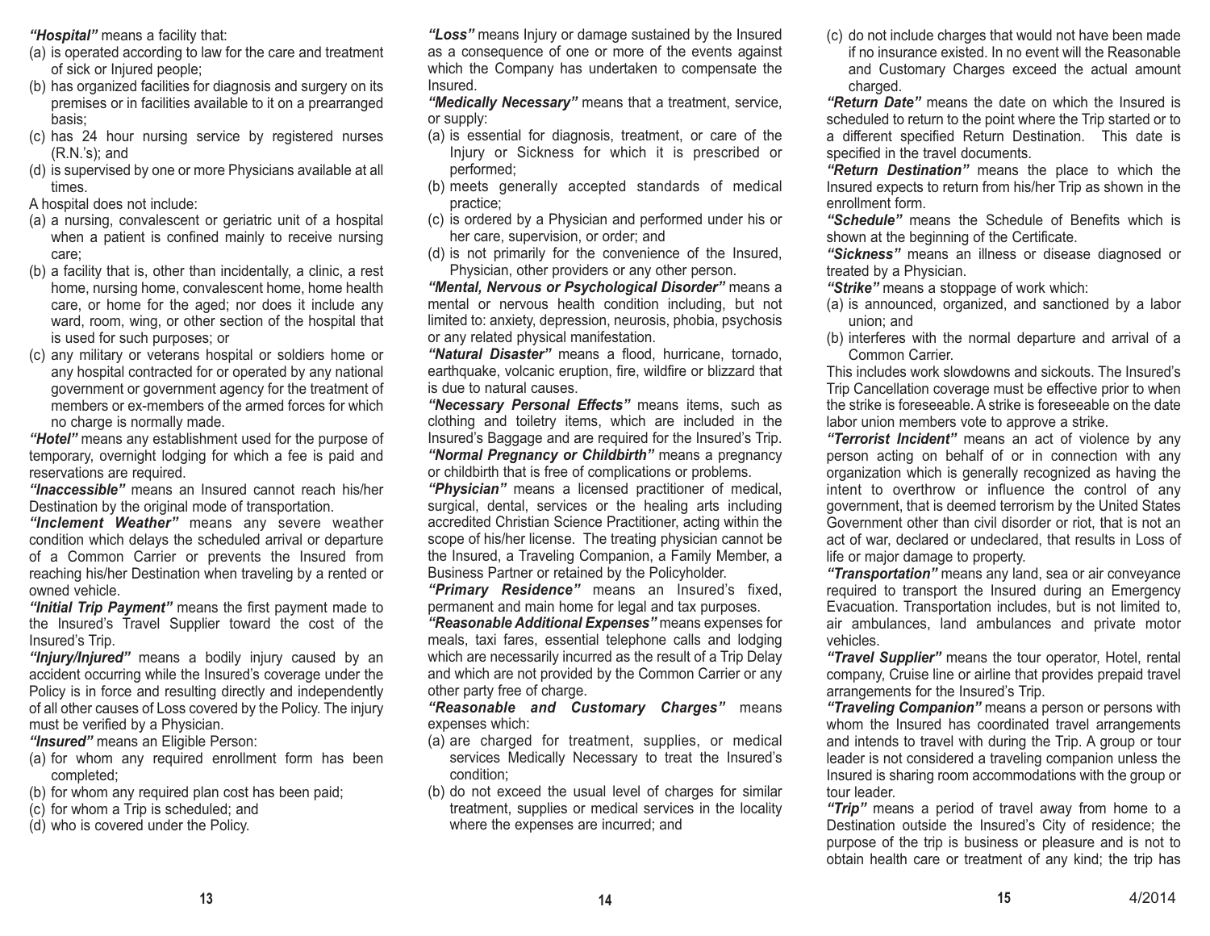***"Hospital"*** means a facility that:

(a) is operated according to law for the care and treatment of sick or Injured people;
(b) has organized facilities for diagnosis and surgery on its premises or in facilities available to it on a prearranged basis;
(c) has 24 hour nursing service by registered nurses (R.N.'s); and
(d) is supervised by one or more Physicians available at all times.

A hospital does not include:

(a) a nursing, convalescent or geriatric unit of a hospital when a patient is confined mainly to receive nursing care;
(b) a facility that is, other than incidentally, a clinic, a rest home, nursing home, convalescent home, home health care, or home for the aged; nor does it include any ward, room, wing, or other section of the hospital that is used for such purposes; or
(c) any military or veterans hospital or soldiers home or any hospital contracted for or operated by any national government or government agency for the treatment of members or ex-members of the armed forces for which no charge is normally made.

***"Hotel"*** means any establishment used for the purpose of temporary, overnight lodging for which a fee is paid and reservations are required.

***"Inaccessible"*** means an Insured cannot reach his/her Destination by the original mode of transportation.

***"Inclement Weather"*** means any severe weather condition which delays the scheduled arrival or departure of a Common Carrier or prevents the Insured from reaching his/her Destination when traveling by a rented or owned vehicle.

***"Initial Trip Payment"*** means the first payment made to the Insured's Travel Supplier toward the cost of the Insured's Trip.

***"Injury/Injured"*** means a bodily injury caused by an accident occurring while the Insured's coverage under the Policy is in force and resulting directly and independently of all other causes of Loss covered by the Policy. The injury must be verified by a Physician.

***"Insured"*** means an Eligible Person:

(a) for whom any required enrollment form has been completed;
(b) for whom any required plan cost has been paid;
(c) for whom a Trip is scheduled; and
(d) who is covered under the Policy.

***"Loss"*** means Injury or damage sustained by the Insured as a consequence of one or more of the events against which the Company has undertaken to compensate the Insured.

***"Medically Necessary"*** means that a treatment, service, or supply:

(a) is essential for diagnosis, treatment, or care of the Injury or Sickness for which it is prescribed or performed;
(b) meets generally accepted standards of medical practice;
(c) is ordered by a Physician and performed under his or her care, supervision, or order; and
(d) is not primarily for the convenience of the Insured, Physician, other providers or any other person.

***"Mental, Nervous or Psychological Disorder"*** means a mental or nervous health condition including, but not limited to: anxiety, depression, neurosis, phobia, psychosis or any related physical manifestation.

***"Natural Disaster"*** means a flood, hurricane, tornado, earthquake, volcanic eruption, fire, wildfire or blizzard that is due to natural causes.

***"Necessary Personal Effects"*** means items, such as clothing and toiletry items, which are included in the Insured's Baggage and are required for the Insured's Trip.

***"Normal Pregnancy or Childbirth"*** means a pregnancy or childbirth that is free of complications or problems.

***"Physician"*** means a licensed practitioner of medical, surgical, dental, services or the healing arts including accredited Christian Science Practitioner, acting within the scope of his/her license. The treating physician cannot be the Insured, a Traveling Companion, a Family Member, a Business Partner or retained by the Policyholder.

***"Primary Residence"*** means an Insured's fixed, permanent and main home for legal and tax purposes.

***"Reasonable Additional Expenses"*** means expenses for meals, taxi fares, essential telephone calls and lodging which are necessarily incurred as the result of a Trip Delay and which are not provided by the Common Carrier or any other party free of charge.

***"Reasonable and Customary Charges"*** means expenses which:

(a) are charged for treatment, supplies, or medical services Medically Necessary to treat the Insured's condition;
(b) do not exceed the usual level of charges for similar treatment, supplies or medical services in the locality where the expenses are incurred; and
(c) do not include charges that would not have been made if no insurance existed. In no event will the Reasonable and Customary Charges exceed the actual amount charged.

***"Return Date"*** means the date on which the Insured is scheduled to return to the point where the Trip started or to a different specified Return Destination. This date is specified in the travel documents.

***"Return Destination"*** means the place to which the Insured expects to return from his/her Trip as shown in the enrollment form.

***"Schedule"*** means the Schedule of Benefits which is shown at the beginning of the Certificate.

***"Sickness"*** means an illness or disease diagnosed or treated by a Physician.

***"Strike"*** means a stoppage of work which:

(a) is announced, organized, and sanctioned by a labor union; and
(b) interferes with the normal departure and arrival of a Common Carrier.

This includes work slowdowns and sickouts. The Insured's Trip Cancellation coverage must be effective prior to when the strike is foreseeable. A strike is foreseeable on the date labor union members vote to approve a strike.

***"Terrorist Incident"*** means an act of violence by any person acting on behalf of or in connection with any organization which is generally recognized as having the intent to overthrow or influence the control of any government, that is deemed terrorism by the United States Government other than civil disorder or riot, that is not an act of war, declared or undeclared, that results in Loss of life or major damage to property.

***"Transportation"*** means any land, sea or air conveyance required to transport the Insured during an Emergency Evacuation. Transportation includes, but is not limited to, air ambulances, land ambulances and private motor vehicles.

***"Travel Supplier"*** means the tour operator, Hotel, rental company, Cruise line or airline that provides prepaid travel arrangements for the Insured's Trip.

***"Traveling Companion"*** means a person or persons with whom the Insured has coordinated travel arrangements and intends to travel with during the Trip. A group or tour leader is not considered a traveling companion unless the Insured is sharing room accommodations with the group or tour leader.

***"Trip"*** means a period of travel away from home to a Destination outside the Insured's City of residence; the purpose of the trip is business or pleasure and is not to obtain health care or treatment of any kind; the trip has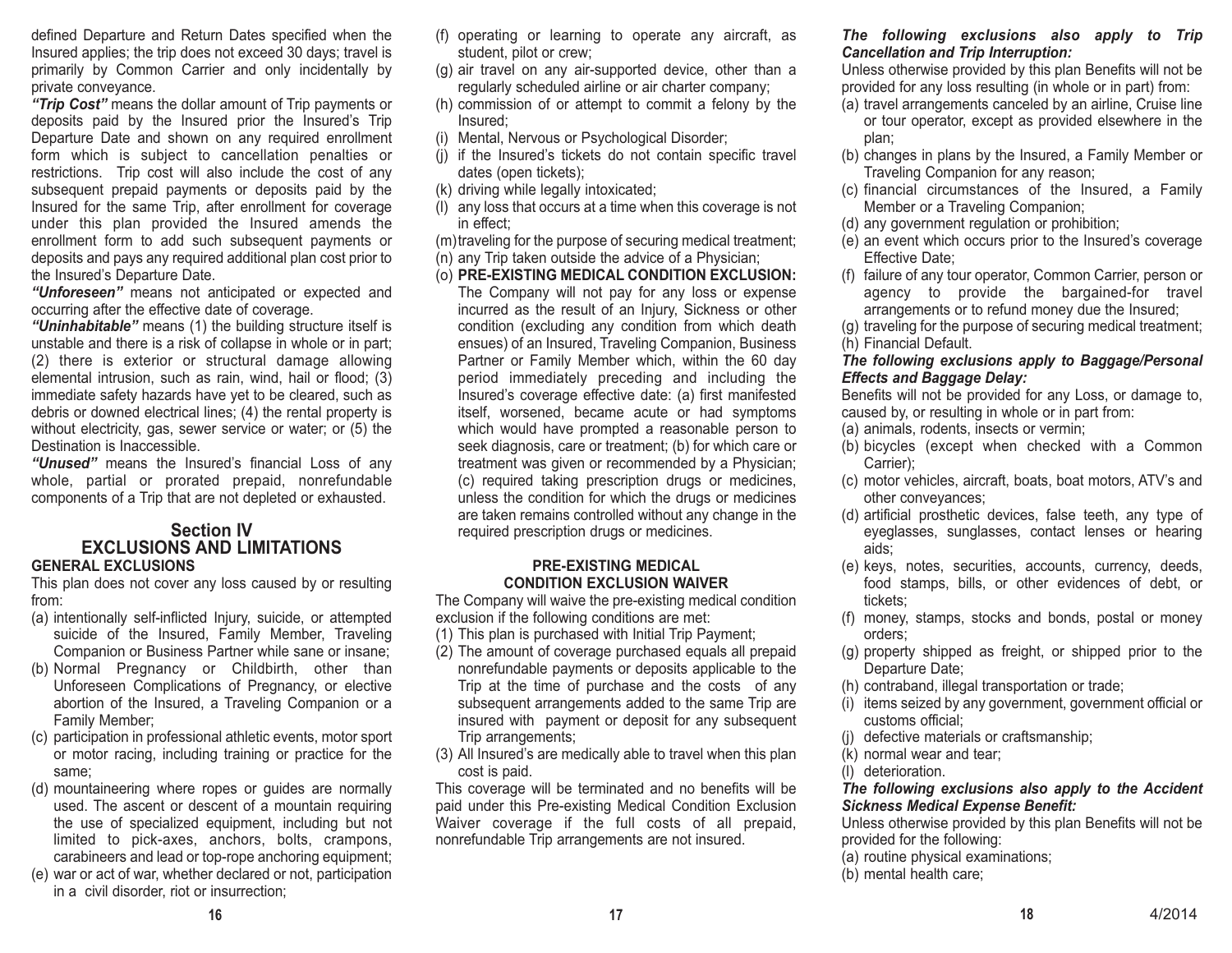defined Departure and Return Dates specified when the Insured applies; the trip does not exceed 30 days; travel is primarily by Common Carrier and only incidentally by private conveyance.

***"Trip Cost"*** means the dollar amount of Trip payments or deposits paid by the Insured prior the Insured's Trip Departure Date and shown on any required enrollment form which is subject to cancellation penalties or restrictions. Trip cost will also include the cost of any subsequent prepaid payments or deposits paid by the Insured for the same Trip, after enrollment for coverage under this plan provided the Insured amends the enrollment form to add such subsequent payments or deposits and pays any required additional plan cost prior to the Insured's Departure Date.

***"Unforeseen"*** means not anticipated or expected and occurring after the effective date of coverage.

***"Uninhabitable"*** means (1) the building structure itself is unstable and there is a risk of collapse in whole or in part; (2) there is exterior or structural damage allowing elemental intrusion, such as rain, wind, hail or flood; (3) immediate safety hazards have yet to be cleared, such as debris or downed electrical lines; (4) the rental property is without electricity, gas, sewer service or water; or (5) the Destination is Inaccessible.

***"Unused"*** means the Insured's financial Loss of any whole, partial or prorated prepaid, nonrefundable components of a Trip that are not depleted or exhausted.

## Section IV
## EXCLUSIONS AND LIMITATIONS

### GENERAL EXCLUSIONS

This plan does not cover any loss caused by or resulting from:

(a) intentionally self-inflicted Injury, suicide, or attempted suicide of the Insured, Family Member, Traveling Companion or Business Partner while sane or insane;
(b) Normal Pregnancy or Childbirth, other than Unforeseen Complications of Pregnancy, or elective abortion of the Insured, a Traveling Companion or a Family Member;
(c) participation in professional athletic events, motor sport or motor racing, including training or practice for the same;
(d) mountaineering where ropes or guides are normally used. The ascent or descent of a mountain requiring the use of specialized equipment, including but not limited to pick-axes, anchors, bolts, crampons, carabineers and lead or top-rope anchoring equipment;
(e) war or act of war, whether declared or not, participation in a civil disorder, riot or insurrection;
(f) operating or learning to operate any aircraft, as student, pilot or crew;
(g) air travel on any air-supported device, other than a regularly scheduled airline or air charter company;
(h) commission of or attempt to commit a felony by the Insured;
(i) Mental, Nervous or Psychological Disorder;
(j) if the Insured's tickets do not contain specific travel dates (open tickets);
(k) driving while legally intoxicated;
(l) any loss that occurs at a time when this coverage is not in effect;
(m) traveling for the purpose of securing medical treatment;
(n) any Trip taken outside the advice of a Physician;
(o) **PRE-EXISTING MEDICAL CONDITION EXCLUSION:** The Company will not pay for any loss or expense incurred as the result of an Injury, Sickness or other condition (excluding any condition from which death ensues) of an Insured, Traveling Companion, Business Partner or Family Member which, within the 60 day period immediately preceding and including the Insured's coverage effective date: (a) first manifested itself, worsened, became acute or had symptoms which would have prompted a reasonable person to seek diagnosis, care or treatment; (b) for which care or treatment was given or recommended by a Physician; (c) required taking prescription drugs or medicines, unless the condition for which the drugs or medicines are taken remains controlled without any change in the required prescription drugs or medicines.

### PRE-EXISTING MEDICAL CONDITION EXCLUSION WAIVER

The Company will waive the pre-existing medical condition exclusion if the following conditions are met:

(1) This plan is purchased with Initial Trip Payment;
(2) The amount of coverage purchased equals all prepaid nonrefundable payments or deposits applicable to the Trip at the time of purchase and the costs of any subsequent arrangements added to the same Trip are insured with payment or deposit for any subsequent Trip arrangements;
(3) All Insured's are medically able to travel when this plan cost is paid.

This coverage will be terminated and no benefits will be paid under this Pre-existing Medical Condition Exclusion Waiver coverage if the full costs of all prepaid, nonrefundable Trip arrangements are not insured.

***The following exclusions also apply to Trip Cancellation and Trip Interruption:***

Unless otherwise provided by this plan Benefits will not be provided for any loss resulting (in whole or in part) from:

(a) travel arrangements canceled by an airline, Cruise line or tour operator, except as provided elsewhere in the plan;
(b) changes in plans by the Insured, a Family Member or Traveling Companion for any reason;
(c) financial circumstances of the Insured, a Family Member or a Traveling Companion;
(d) any government regulation or prohibition;
(e) an event which occurs prior to the Insured's coverage Effective Date;
(f) failure of any tour operator, Common Carrier, person or agency to provide the bargained-for travel arrangements or to refund money due the Insured;
(g) traveling for the purpose of securing medical treatment;
(h) Financial Default.

***The following exclusions apply to Baggage/Personal Effects and Baggage Delay:***

Benefits will not be provided for any Loss, or damage to, caused by, or resulting in whole or in part from:

(a) animals, rodents, insects or vermin;
(b) bicycles (except when checked with a Common Carrier);
(c) motor vehicles, aircraft, boats, boat motors, ATV's and other conveyances;
(d) artificial prosthetic devices, false teeth, any type of eyeglasses, sunglasses, contact lenses or hearing aids;
(e) keys, notes, securities, accounts, currency, deeds, food stamps, bills, or other evidences of debt, or tickets;
(f) money, stamps, stocks and bonds, postal or money orders;
(g) property shipped as freight, or shipped prior to the Departure Date;
(h) contraband, illegal transportation or trade;
(i) items seized by any government, government official or customs official;
(j) defective materials or craftsmanship;
(k) normal wear and tear;
(l) deterioration.

***The following exclusions also apply to the Accident Sickness Medical Expense Benefit:***

Unless otherwise provided by this plan Benefits will not be provided for the following:

(a) routine physical examinations;
(b) mental health care;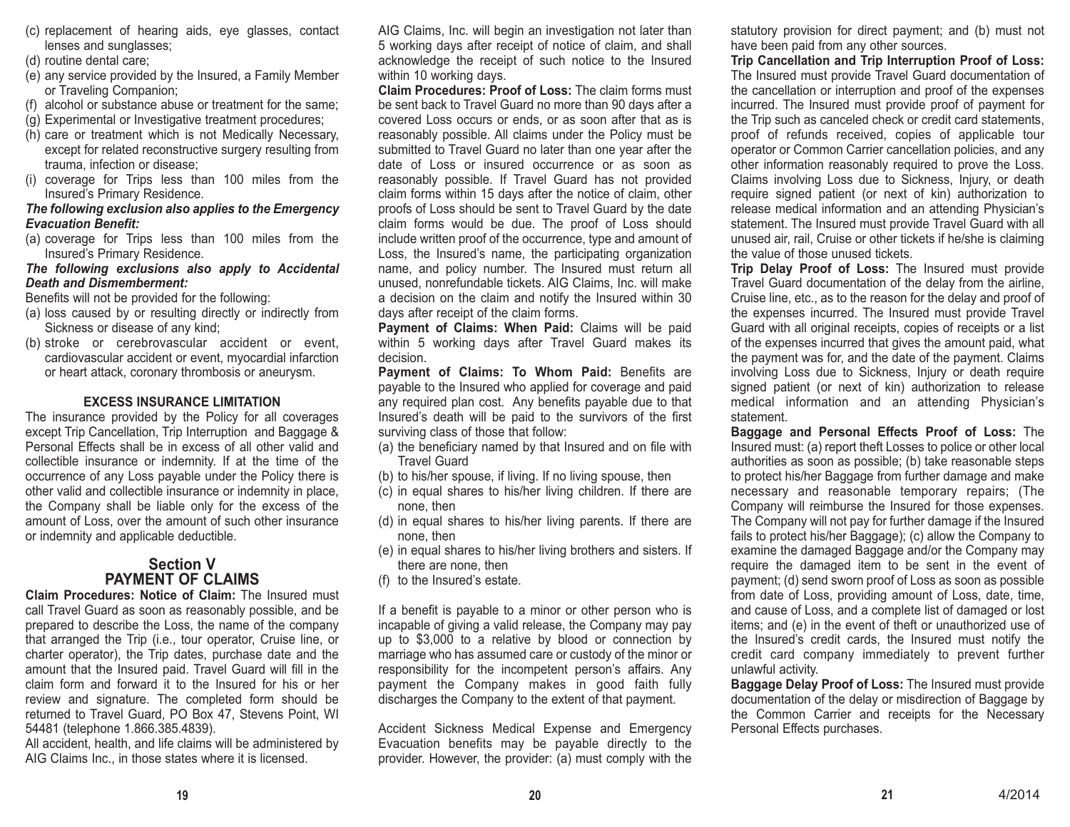(c) replacement of hearing aids, eye glasses, contact lenses and sunglasses;
(d) routine dental care;
(e) any service provided by the Insured, a Family Member or Traveling Companion;
(f) alcohol or substance abuse or treatment for the same;
(g) Experimental or Investigative treatment procedures;
(h) care or treatment which is not Medically Necessary, except for related reconstructive surgery resulting from trauma, infection or disease;
(i) coverage for Trips less than 100 miles from the Insured's Primary Residence.

***The following exclusion also applies to the Emergency Evacuation Benefit:***

(a) coverage for Trips less than 100 miles from the Insured's Primary Residence.

***The following exclusions also apply to Accidental Death and Dismemberment:***

Benefits will not be provided for the following:

(a) loss caused by or resulting directly or indirectly from Sickness or disease of any kind;
(b) stroke or cerebrovascular accident or event, cardiovascular accident or event, myocardial infarction or heart attack, coronary thrombosis or aneurysm.

**EXCESS INSURANCE LIMITATION**

The insurance provided by the Policy for all coverages except Trip Cancellation, Trip Interruption and Baggage & Personal Effects shall be in excess of all other valid and collectible insurance or indemnity. If at the time of the occurrence of any Loss payable under the Policy there is other valid and collectible insurance or indemnity in place, the Company shall be liable only for the excess of the amount of Loss, over the amount of such other insurance or indemnity and applicable deductible.

## Section V
## PAYMENT OF CLAIMS

**Claim Procedures: Notice of Claim:** The Insured must call Travel Guard as soon as reasonably possible, and be prepared to describe the Loss, the name of the company that arranged the Trip (i.e., tour operator, Cruise line, or charter operator), the Trip dates, purchase date and the amount that the Insured paid. Travel Guard will fill in the claim form and forward it to the Insured for his or her review and signature. The completed form should be returned to Travel Guard, PO Box 47, Stevens Point, WI 54481 (telephone 1.866.385.4839).

All accident, health, and life claims will be administered by AIG Claims Inc., in those states where it is licensed. AIG Claims, Inc. will begin an investigation not later than 5 working days after receipt of notice of claim, and shall acknowledge the receipt of such notice to the Insured within 10 working days.

**Claim Procedures: Proof of Loss:** The claim forms must be sent back to Travel Guard no more than 90 days after a covered Loss occurs or ends, or as soon after that as is reasonably possible. All claims under the Policy must be submitted to Travel Guard no later than one year after the date of Loss or insured occurrence or as soon as reasonably possible. If Travel Guard has not provided claim forms within 15 days after the notice of claim, other proofs of Loss should be sent to Travel Guard by the date claim forms would be due. The proof of Loss should include written proof of the occurrence, type and amount of Loss, the Insured's name, the participating organization name, and policy number. The Insured must return all unused, nonrefundable tickets. AIG Claims, Inc. will make a decision on the claim and notify the Insured within 30 days after receipt of the claim forms.

**Payment of Claims: When Paid:** Claims will be paid within 5 working days after Travel Guard makes its decision.

**Payment of Claims: To Whom Paid:** Benefits are payable to the Insured who applied for coverage and paid any required plan cost. Any benefits payable due to that Insured's death will be paid to the survivors of the first surviving class of those that follow:

(a) the beneficiary named by that Insured and on file with Travel Guard
(b) to his/her spouse, if living. If no living spouse, then
(c) in equal shares to his/her living children. If there are none, then
(d) in equal shares to his/her living parents. If there are none, then
(e) in equal shares to his/her living brothers and sisters. If there are none, then
(f) to the Insured's estate.

If a benefit is payable to a minor or other person who is incapable of giving a valid release, the Company may pay up to $3,000 to a relative by blood or connection by marriage who has assumed care or custody of the minor or responsibility for the incompetent person's affairs. Any payment the Company makes in good faith fully discharges the Company to the extent of that payment.

Accident Sickness Medical Expense and Emergency Evacuation benefits may be payable directly to the provider. However, the provider: (a) must comply with the statutory provision for direct payment; and (b) must not have been paid from any other sources.

**Trip Cancellation and Trip Interruption Proof of Loss:** The Insured must provide Travel Guard documentation of the cancellation or interruption and proof of the expenses incurred. The Insured must provide proof of payment for the Trip such as canceled check or credit card statements, proof of refunds received, copies of applicable tour operator or Common Carrier cancellation policies, and any other information reasonably required to prove the Loss. Claims involving Loss due to Sickness, Injury, or death require signed patient (or next of kin) authorization to release medical information and an attending Physician's statement. The Insured must provide Travel Guard with all unused air, rail, Cruise or other tickets if he/she is claiming the value of those unused tickets.

**Trip Delay Proof of Loss:** The Insured must provide Travel Guard documentation of the delay from the airline, Cruise line, etc., as to the reason for the delay and proof of the expenses incurred. The Insured must provide Travel Guard with all original receipts, copies of receipts or a list of the expenses incurred that gives the amount paid, what the payment was for, and the date of the payment. Claims involving Loss due to Sickness, Injury or death require signed patient (or next of kin) authorization to release medical information and an attending Physician's statement.

**Baggage and Personal Effects Proof of Loss:** The Insured must: (a) report theft Losses to police or other local authorities as soon as possible; (b) take reasonable steps to protect his/her Baggage from further damage and make necessary and reasonable temporary repairs; (The Company will reimburse the Insured for those expenses. The Company will not pay for further damage if the Insured fails to protect his/her Baggage); (c) allow the Company to examine the damaged Baggage and/or the Company may require the damaged item to be sent in the event of payment; (d) send sworn proof of Loss as soon as possible from date of Loss, providing amount of Loss, date, time, and cause of Loss, and a complete list of damaged or lost items; and (e) in the event of theft or unauthorized use of the Insured's credit cards, the Insured must notify the credit card company immediately to prevent further unlawful activity.

**Baggage Delay Proof of Loss:** The Insured must provide documentation of the delay or misdirection of Baggage by the Common Carrier and receipts for the Necessary Personal Effects purchases.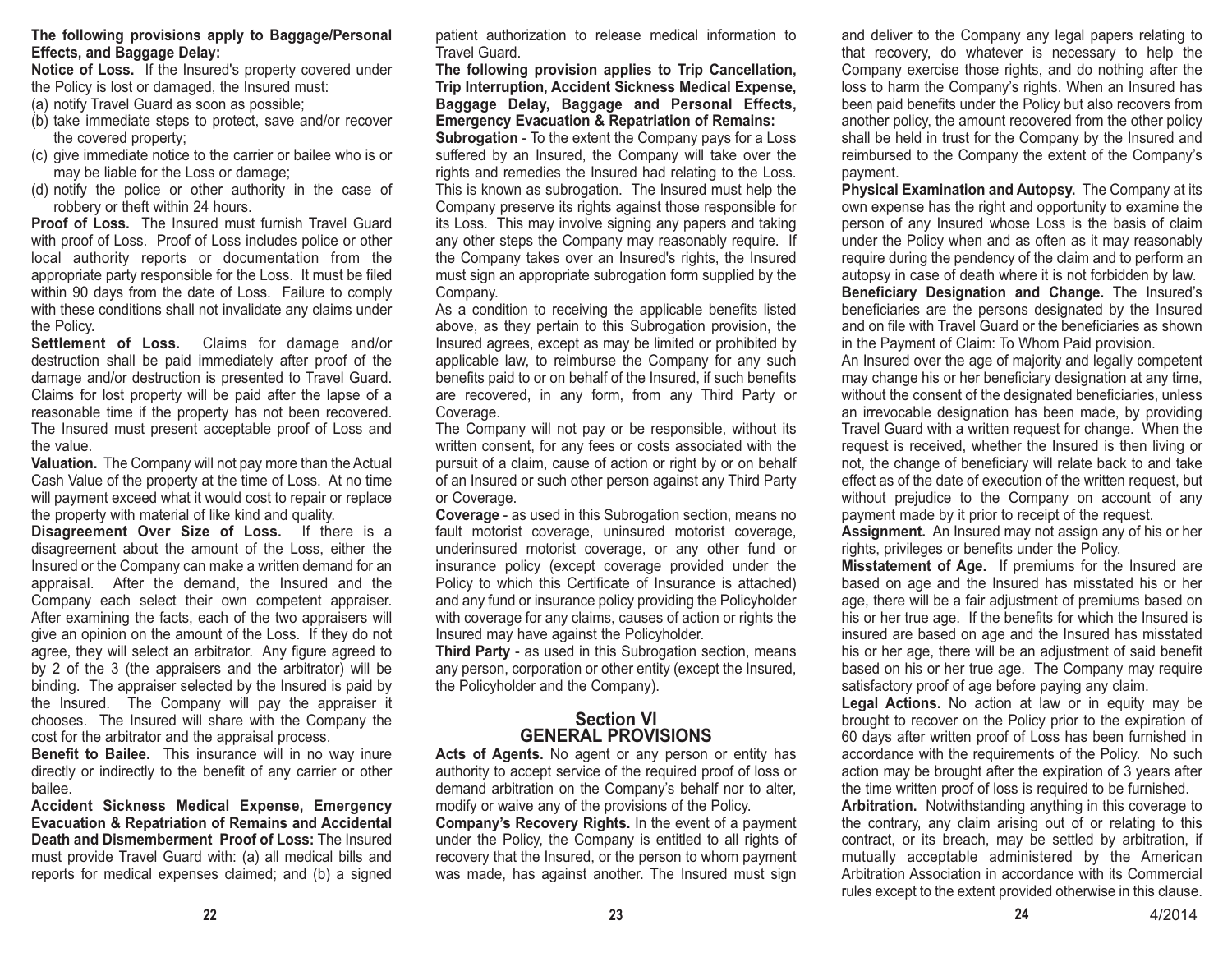**The following provisions apply to Baggage/Personal Effects, and Baggage Delay:**

**Notice of Loss.** If the Insured's property covered under the Policy is lost or damaged, the Insured must:

(a) notify Travel Guard as soon as possible;
(b) take immediate steps to protect, save and/or recover the covered property;
(c) give immediate notice to the carrier or bailee who is or may be liable for the Loss or damage;
(d) notify the police or other authority in the case of robbery or theft within 24 hours.

**Proof of Loss.** The Insured must furnish Travel Guard with proof of Loss. Proof of Loss includes police or other local authority reports or documentation from the appropriate party responsible for the Loss. It must be filed within 90 days from the date of Loss. Failure to comply with these conditions shall not invalidate any claims under the Policy.

**Settlement of Loss.** Claims for damage and/or destruction shall be paid immediately after proof of the damage and/or destruction is presented to Travel Guard. Claims for lost property will be paid after the lapse of a reasonable time if the property has not been recovered. The Insured must present acceptable proof of Loss and the value.

**Valuation.** The Company will not pay more than the Actual Cash Value of the property at the time of Loss. At no time will payment exceed what it would cost to repair or replace the property with material of like kind and quality.

**Disagreement Over Size of Loss.** If there is a disagreement about the amount of the Loss, either the Insured or the Company can make a written demand for an appraisal. After the demand, the Insured and the Company each select their own competent appraiser. After examining the facts, each of the two appraisers will give an opinion on the amount of the Loss. If they do not agree, they will select an arbitrator. Any figure agreed to by 2 of the 3 (the appraisers and the arbitrator) will be binding. The appraiser selected by the Insured is paid by the Insured. The Company will pay the appraiser it chooses. The Insured will share with the Company the cost for the arbitrator and the appraisal process.

**Benefit to Bailee.** This insurance will in no way inure directly or indirectly to the benefit of any carrier or other bailee.

**Accident Sickness Medical Expense, Emergency Evacuation & Repatriation of Remains and Accidental Death and Dismemberment Proof of Loss:** The Insured must provide Travel Guard with: (a) all medical bills and reports for medical expenses claimed; and (b) a signed patient authorization to release medical information to Travel Guard.

**The following provision applies to Trip Cancellation, Trip Interruption, Accident Sickness Medical Expense, Baggage Delay, Baggage and Personal Effects, Emergency Evacuation & Repatriation of Remains:**

**Subrogation** - To the extent the Company pays for a Loss suffered by an Insured, the Company will take over the rights and remedies the Insured had relating to the Loss. This is known as subrogation. The Insured must help the Company preserve its rights against those responsible for its Loss. This may involve signing any papers and taking any other steps the Company may reasonably require. If the Company takes over an Insured's rights, the Insured must sign an appropriate subrogation form supplied by the Company.

As a condition to receiving the applicable benefits listed above, as they pertain to this Subrogation provision, the Insured agrees, except as may be limited or prohibited by applicable law, to reimburse the Company for any such benefits paid to or on behalf of the Insured, if such benefits are recovered, in any form, from any Third Party or Coverage.

The Company will not pay or be responsible, without its written consent, for any fees or costs associated with the pursuit of a claim, cause of action or right by or on behalf of an Insured or such other person against any Third Party or Coverage.

**Coverage** - as used in this Subrogation section, means no fault motorist coverage, uninsured motorist coverage, underinsured motorist coverage, or any other fund or insurance policy (except coverage provided under the Policy to which this Certificate of Insurance is attached) and any fund or insurance policy providing the Policyholder with coverage for any claims, causes of action or rights the Insured may have against the Policyholder.

**Third Party** - as used in this Subrogation section, means any person, corporation or other entity (except the Insured, the Policyholder and the Company).

## Section VI
## GENERAL PROVISIONS

**Acts of Agents.** No agent or any person or entity has authority to accept service of the required proof of loss or demand arbitration on the Company's behalf nor to alter, modify or waive any of the provisions of the Policy.

**Company's Recovery Rights.** In the event of a payment under the Policy, the Company is entitled to all rights of recovery that the Insured, or the person to whom payment was made, has against another. The Insured must sign and deliver to the Company any legal papers relating to that recovery, do whatever is necessary to help the Company exercise those rights, and do nothing after the loss to harm the Company's rights. When an Insured has been paid benefits under the Policy but also recovers from another policy, the amount recovered from the other policy shall be held in trust for the Company by the Insured and reimbursed to the Company the extent of the Company's payment.

**Physical Examination and Autopsy.** The Company at its own expense has the right and opportunity to examine the person of any Insured whose Loss is the basis of claim under the Policy when and as often as it may reasonably require during the pendency of the claim and to perform an autopsy in case of death where it is not forbidden by law.

**Beneficiary Designation and Change.** The Insured's beneficiaries are the persons designated by the Insured and on file with Travel Guard or the beneficiaries as shown in the Payment of Claim: To Whom Paid provision.

An Insured over the age of majority and legally competent may change his or her beneficiary designation at any time, without the consent of the designated beneficiaries, unless an irrevocable designation has been made, by providing Travel Guard with a written request for change. When the request is received, whether the Insured is then living or not, the change of beneficiary will relate back to and take effect as of the date of execution of the written request, but without prejudice to the Company on account of any payment made by it prior to receipt of the request.

**Assignment.** An Insured may not assign any of his or her rights, privileges or benefits under the Policy.

**Misstatement of Age.** If premiums for the Insured are based on age and the Insured has misstated his or her age, there will be a fair adjustment of premiums based on his or her true age. If the benefits for which the Insured is insured are based on age and the Insured has misstated his or her age, there will be an adjustment of said benefit based on his or her true age. The Company may require satisfactory proof of age before paying any claim.

**Legal Actions.** No action at law or in equity may be brought to recover on the Policy prior to the expiration of 60 days after written proof of Loss has been furnished in accordance with the requirements of the Policy. No such action may be brought after the expiration of 3 years after the time written proof of loss is required to be furnished.

**Arbitration.** Notwithstanding anything in this coverage to the contrary, any claim arising out of or relating to this contract, or its breach, may be settled by arbitration, if mutually acceptable administered by the American Arbitration Association in accordance with its Commercial rules except to the extent provided otherwise in this clause.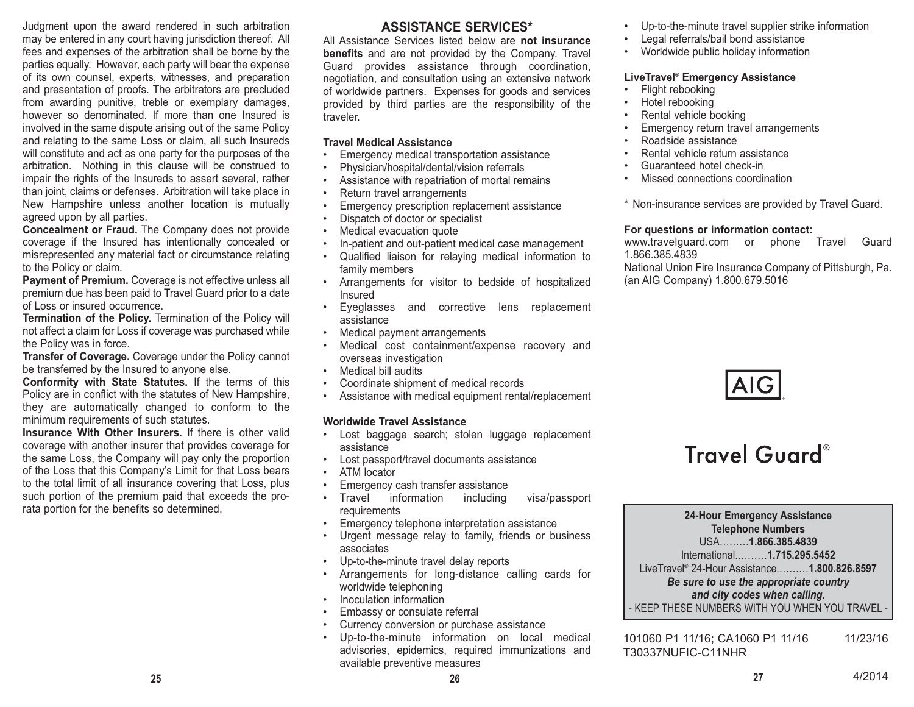Judgment upon the award rendered in such arbitration may be entered in any court having jurisdiction thereof. All fees and expenses of the arbitration shall be borne by the parties equally. However, each party will bear the expense of its own counsel, experts, witnesses, and preparation and presentation of proofs. The arbitrators are precluded from awarding punitive, treble or exemplary damages, however so denominated. If more than one Insured is involved in the same dispute arising out of the same Policy and relating to the same Loss or claim, all such Insureds will constitute and act as one party for the purposes of the arbitration. Nothing in this clause will be construed to impair the rights of the Insureds to assert several, rather than joint, claims or defenses. Arbitration will take place in New Hampshire unless another location is mutually agreed upon by all parties.

**Concealment or Fraud.** The Company does not provide coverage if the Insured has intentionally concealed or misrepresented any material fact or circumstance relating to the Policy or claim.

**Payment of Premium.** Coverage is not effective unless all premium due has been paid to Travel Guard prior to a date of Loss or insured occurrence.

**Termination of the Policy.** Termination of the Policy will not affect a claim for Loss if coverage was purchased while the Policy was in force.

**Transfer of Coverage.** Coverage under the Policy cannot be transferred by the Insured to anyone else.

**Conformity with State Statutes.** If the terms of this Policy are in conflict with the statutes of New Hampshire, they are automatically changed to conform to the minimum requirements of such statutes.

**Insurance With Other Insurers.** If there is other valid coverage with another insurer that provides coverage for the same Loss, the Company will pay only the proportion of the Loss that this Company's Limit for that Loss bears to the total limit of all insurance covering that Loss, plus such portion of the premium paid that exceeds the pro-rata portion for the benefits so determined.

## ASSISTANCE SERVICES*

All Assistance Services listed below are **not insurance benefits** and are not provided by the Company. Travel Guard provides assistance through coordination, negotiation, and consultation using an extensive network of worldwide partners. Expenses for goods and services provided by third parties are the responsibility of the traveler.

**Travel Medical Assistance**

- Emergency medical transportation assistance
- Physician/hospital/dental/vision referrals
- Assistance with repatriation of mortal remains
- Return travel arrangements
- Emergency prescription replacement assistance
- Dispatch of doctor or specialist
- Medical evacuation quote
- In-patient and out-patient medical case management
- Qualified liaison for relaying medical information to family members
- Arrangements for visitor to bedside of hospitalized Insured
- Eyeglasses and corrective lens replacement assistance
- Medical payment arrangements
- Medical cost containment/expense recovery and overseas investigation
- Medical bill audits
- Coordinate shipment of medical records
- Assistance with medical equipment rental/replacement

**Worldwide Travel Assistance**

- Lost baggage search; stolen luggage replacement assistance
- Lost passport/travel documents assistance
- ATM locator
- Emergency cash transfer assistance
- Travel information including visa/passport requirements
- Emergency telephone interpretation assistance
- Urgent message relay to family, friends or business associates
- Up-to-the-minute travel delay reports
- Arrangements for long-distance calling cards for worldwide telephoning
- Inoculation information
- Embassy or consulate referral
- Currency conversion or purchase assistance
- Up-to-the-minute information on local medical advisories, epidemics, required immunizations and available preventive measures
- Up-to-the-minute travel supplier strike information
- Legal referrals/bail bond assistance
- Worldwide public holiday information

**LiveTravel® Emergency Assistance**

- Flight rebooking
- Hotel rebooking
- Rental vehicle booking
- Emergency return travel arrangements
- Roadside assistance
- Rental vehicle return assistance
- Guaranteed hotel check-in
- Missed connections coordination

\* Non-insurance services are provided by Travel Guard.

**For questions or information contact:**
www.travelguard.com or phone Travel Guard 1.866.385.4839
National Union Fire Insurance Company of Pittsburgh, Pa. (an AIG Company) 1.800.679.5016

AIG

Travel Guard®

**24-Hour Emergency Assistance Telephone Numbers**
USA………**1.866.385.4839**
International.………**1.715.295.5452**
LiveTravel® 24-Hour Assistance.………**1.800.826.8597**
***Be sure to use the appropriate country and city codes when calling.***
- KEEP THESE NUMBERS WITH YOU WHEN YOU TRAVEL -

101060 P1 11/16; CA1060 P1 11/16 11/23/16
T30337NUFIC-C11NHR

4/2014